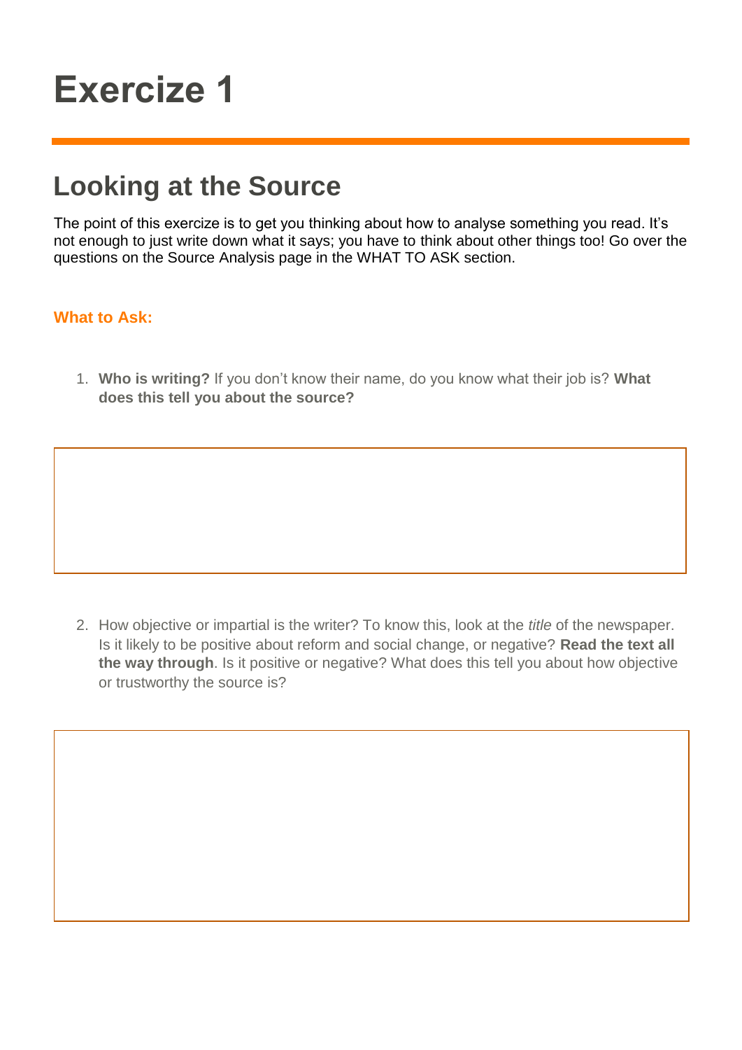# Exercize 1

## Looking at the Source

The point of this exercize is to get you thinking about how to analyse something you read. It's not enough to just write down what it says; you have to think about other things too! Go over the questions on the Source Analysis page in the WHAT TO ASK section.

**What to Ask:**

1. **Who is writing?** If you don't know their name, do you know what their job is? **What does this tell you about the source?**

2. How objective or impartial is the writer? To know this, look at the *title* of the newspaper. Is it likely to be positive about reform and social change, or negative? **Read the text all the way through**. Is it positive or negative? What does this tell you about how objective or trustworthy the source is?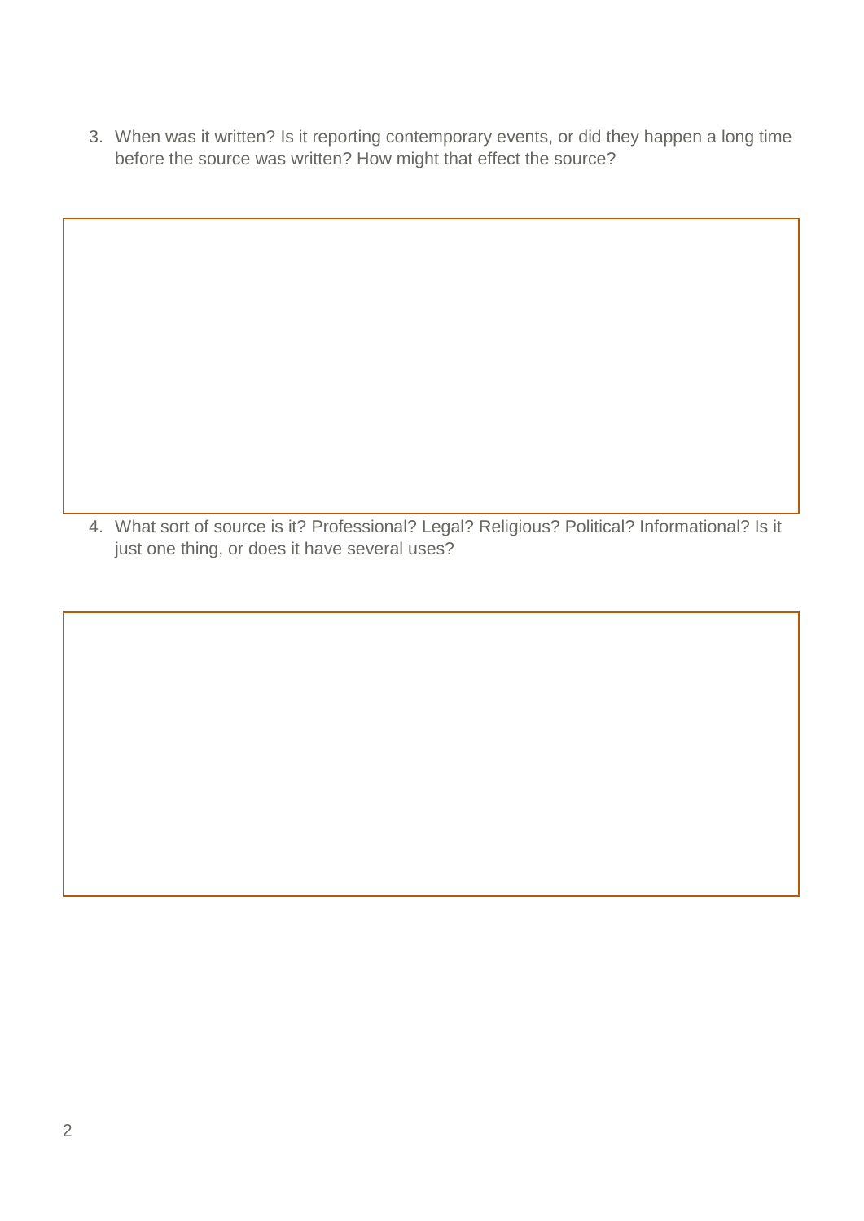3. When was it written? Is it reporting contemporary events, or did they happen a long time before the source was written? How might that effect the source?

4. What sort of source is it? Professional? Legal? Religious? Political? Informational? Is it just one thing, or does it have several uses?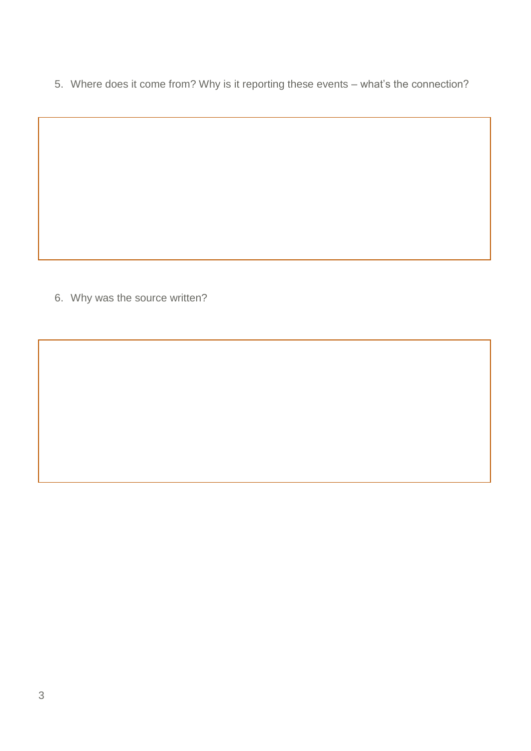5. Where does it come from? Why is it reporting these events – what's the connection?

6. Why was the source written?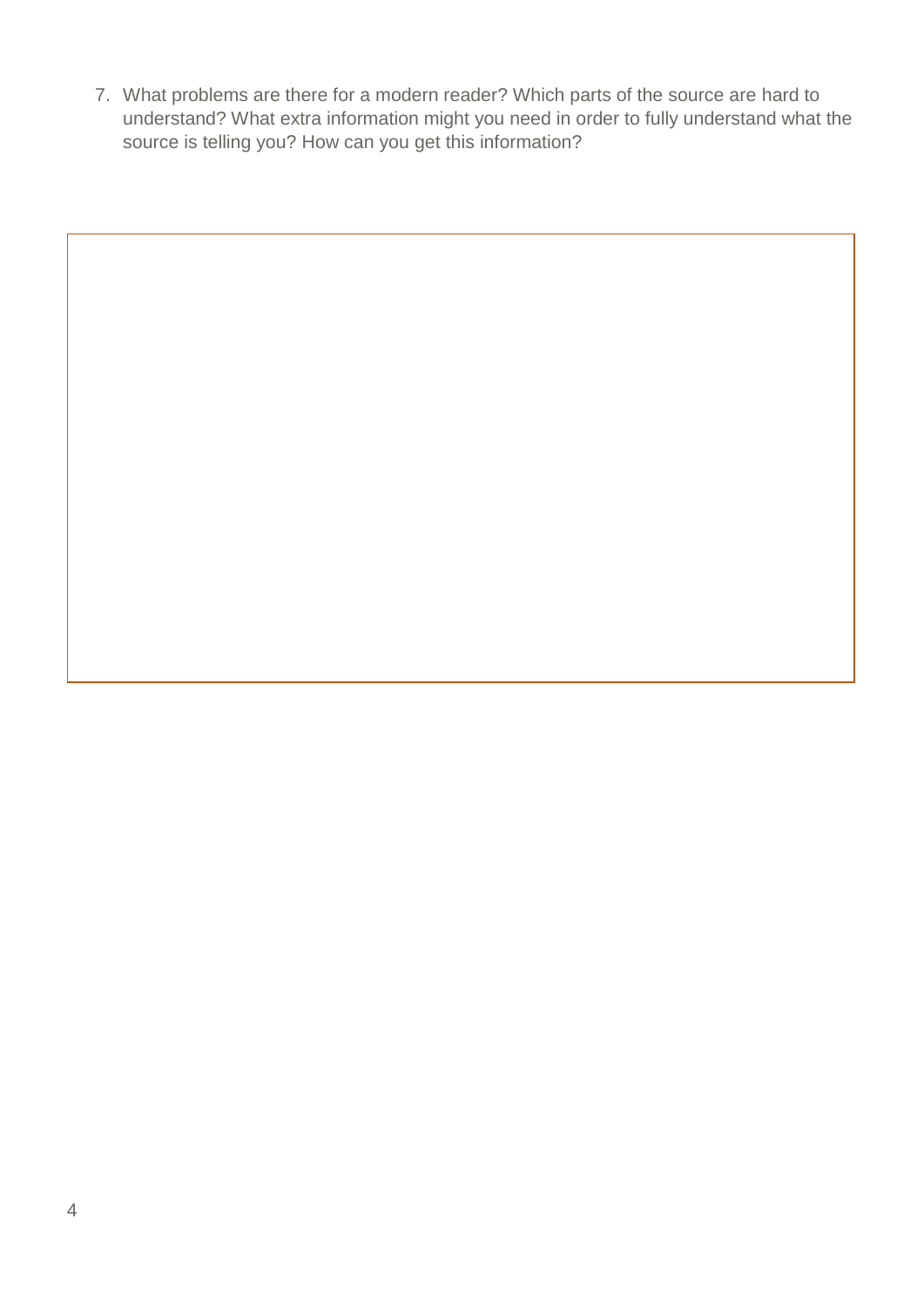7. What problems are there for a modern reader? Which parts of the source are hard to understand? What extra information might you need in order to fully understand what the source is telling you? How can you get this information?